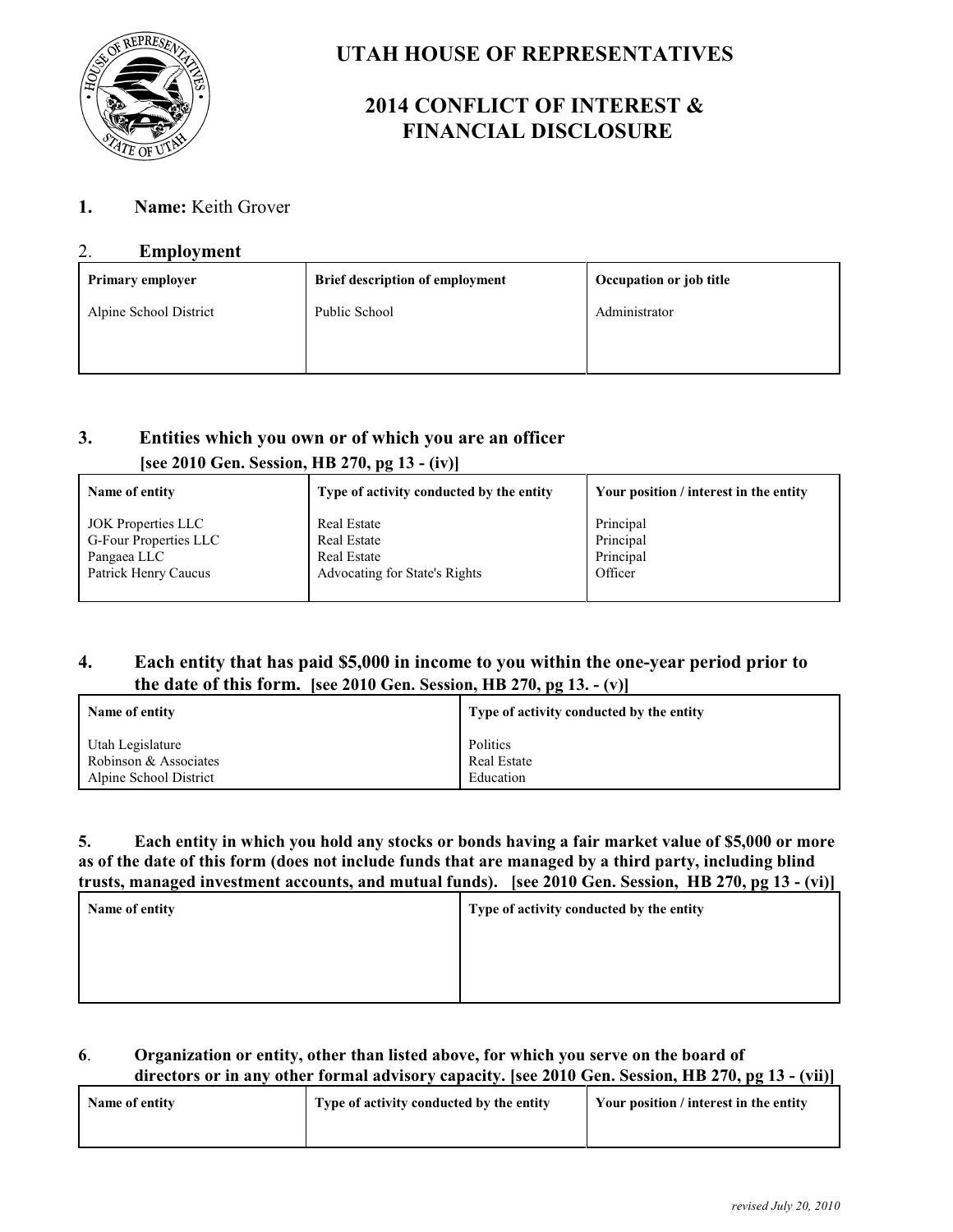# UTAH HOUSE OF REPRESENTATIVES

## 2014 CONFLICT OF INTEREST & FINANCIAL DISCLOSURE

**1. Name:** Keith Grover

**2. Employment**

| Primary employer | Brief description of employment | Occupation or job title |
| --- | --- | --- |
| Alpine School District | Public School | Administrator |

**3. Entities which you own or of which you are an officer [see 2010 Gen. Session, HB 270, pg 13 - (iv)]**

| Name of entity | Type of activity conducted by the entity | Your position / interest in the entity |
| --- | --- | --- |
| JOK Properties LLC | Real Estate | Principal |
| G-Four Properties LLC | Real Estate | Principal |
| Pangaea LLC | Real Estate | Principal |
| Patrick Henry Caucus | Advocating for State's Rights | Officer |

**4. Each entity that has paid $5,000 in income to you within the one-year period prior to the date of this form. [see 2010 Gen. Session, HB 270, pg 13. - (v)]**

| Name of entity | Type of activity conducted by the entity |
| --- | --- |
| Utah Legislature | Politics |
| Robinson & Associates | Real Estate |
| Alpine School District | Education |

**5. Each entity in which you hold any stocks or bonds having a fair market value of $5,000 or more as of the date of this form (does not include funds that are managed by a third party, including blind trusts, managed investment accounts, and mutual funds). [see 2010 Gen. Session, HB 270, pg 13 - (vi)]**

| Name of entity | Type of activity conducted by the entity |
| --- | --- |
| | |

**6. Organization or entity, other than listed above, for which you serve on the board of directors or in any other formal advisory capacity. [see 2010 Gen. Session, HB 270, pg 13 - (vii)]**

| Name of entity | Type of activity conducted by the entity | Your position / interest in the entity |
| --- | --- | --- |
| | | |

*revised July 20, 2010*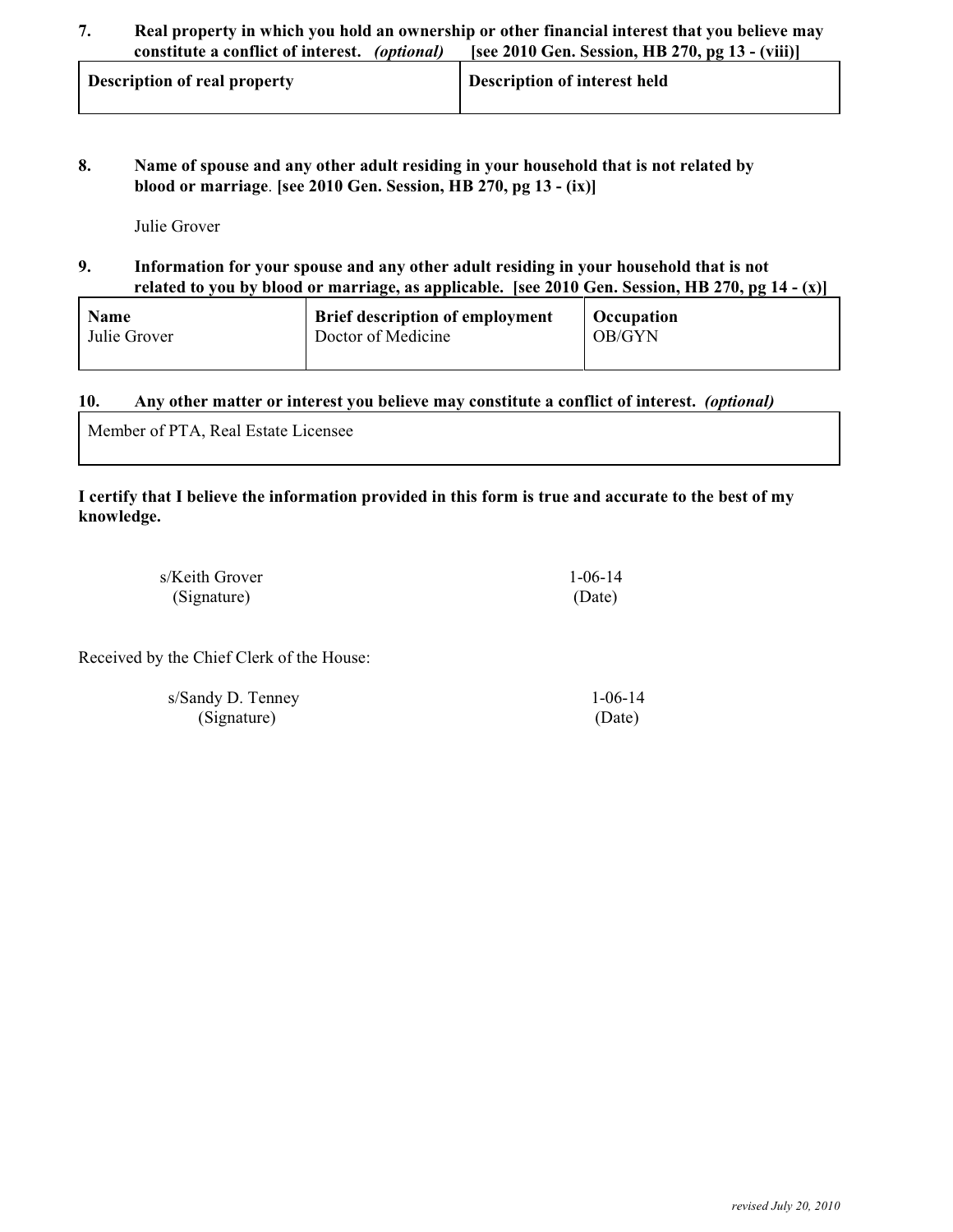**7. Real property in which you hold an ownership or other financial interest that you believe may constitute a conflict of interest.** ***(optional)*** **[see 2010 Gen. Session, HB 270, pg 13 - (viii)]**

| Description of real property | Description of interest held |
|---|---|
| | |

**8. Name of spouse and any other adult residing in your household that is not related by blood or marriage. [see 2010 Gen. Session, HB 270, pg 13 - (ix)]**

Julie Grover

**9. Information for your spouse and any other adult residing in your household that is not related to you by blood or marriage, as applicable. [see 2010 Gen. Session, HB 270, pg 14 - (x)]**

| Name | Brief description of employment | Occupation |
|---|---|---|
| Julie Grover | Doctor of Medicine | OB/GYN |

**10. Any other matter or interest you believe may constitute a conflict of interest.** ***(optional)***

| |
|---|
| Member of PTA, Real Estate Licensee |

**I certify that I believe the information provided in this form is true and accurate to the best of my knowledge.**

s/Keith Grover (Signature) — 1-06-14 (Date)

Received by the Chief Clerk of the House:

s/Sandy D. Tenney (Signature) — 1-06-14 (Date)

*revised July 20, 2010*